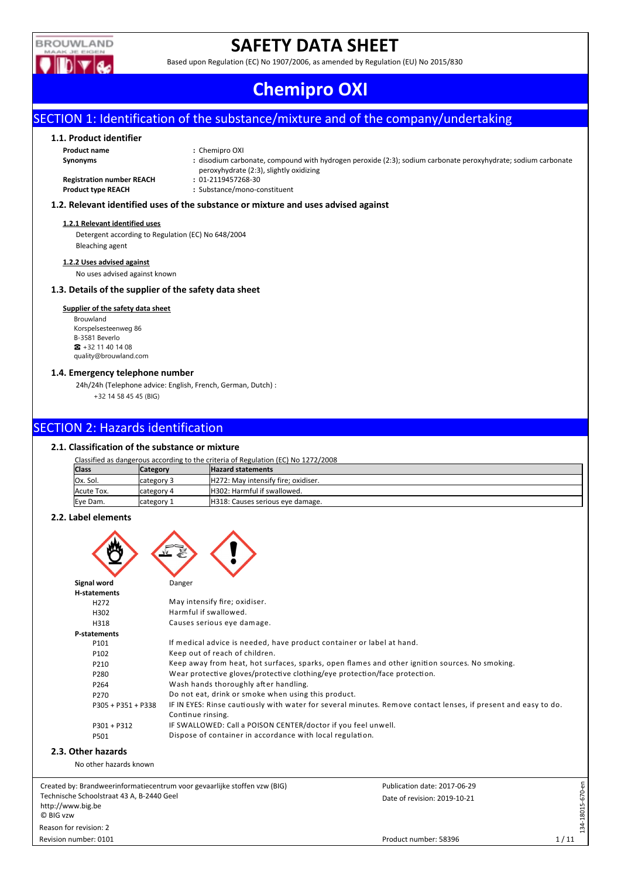# SAFETY DATA SHEET

Based upon Regulation (EC) No 1907/2006, as amended by Regulation (EU) No 2015/830

# Chemipro OXI

## SECTION 1: Identification of the substance/mixture and of the company/undertaking

### 1.1. Product identifier

| | |
|---|---|
| **Product name** | : Chemipro OXI |
| **Synonyms** | : disodium carbonate, compound with hydrogen peroxide (2:3); sodium carbonate peroxyhydrate; sodium carbonate peroxyhydrate (2:3), slightly oxidizing |
| **Registration number REACH** | : 01-2119457268-30 |
| **Product type REACH** | : Substance/mono-constituent |

### 1.2. Relevant identified uses of the substance or mixture and uses advised against

**1.2.1 Relevant identified uses**

Detergent according to Regulation (EC) No 648/2004

Bleaching agent

**1.2.2 Uses advised against**

No uses advised against known

### 1.3. Details of the supplier of the safety data sheet

**Supplier of the safety data sheet**

Brouwland
Korspelsesteenweg 86
B-3581 Beverlo
☎ +32 11 40 14 08
quality@brouwland.com

### 1.4. Emergency telephone number

24h/24h (Telephone advice: English, French, German, Dutch) :

+32 14 58 45 45 (BIG)

## SECTION 2: Hazards identification

### 2.1. Classification of the substance or mixture

Classified as dangerous according to the criteria of Regulation (EC) No 1272/2008

| Class | Category | Hazard statements |
|---|---|---|
| Ox. Sol. | category 3 | H272: May intensify fire; oxidiser. |
| Acute Tox. | category 4 | H302: Harmful if swallowed. |
| Eye Dam. | category 1 | H318: Causes serious eye damage. |

### 2.2. Label elements

| | |
|---|---|
| **Signal word** | Danger |
| **H-statements** | |
| H272 | May intensify fire; oxidiser. |
| H302 | Harmful if swallowed. |
| H318 | Causes serious eye damage. |
| **P-statements** | |
| P101 | If medical advice is needed, have product container or label at hand. |
| P102 | Keep out of reach of children. |
| P210 | Keep away from heat, hot surfaces, sparks, open flames and other ignition sources. No smoking. |
| P280 | Wear protective gloves/protective clothing/eye protection/face protection. |
| P264 | Wash hands thoroughly after handling. |
| P270 | Do not eat, drink or smoke when using this product. |
| P305 + P351 + P338 | IF IN EYES: Rinse cautiously with water for several minutes. Remove contact lenses, if present and easy to do. Continue rinsing. |
| P301 + P312 | IF SWALLOWED: Call a POISON CENTER/doctor if you feel unwell. |
| P501 | Dispose of container in accordance with local regulation. |

### 2.3. Other hazards

No other hazards known

Created by: Brandweerinformatiecentrum voor gevaarlijke stoffen vzw (BIG)
Technische Schoolstraat 43 A, B-2440 Geel
http://www.big.be
© BIG vzw

Reason for revision: 2
Revision number: 0101

Publication date: 2017-06-29
Date of revision: 2019-10-21
Product number: 58396

134-18015-670-en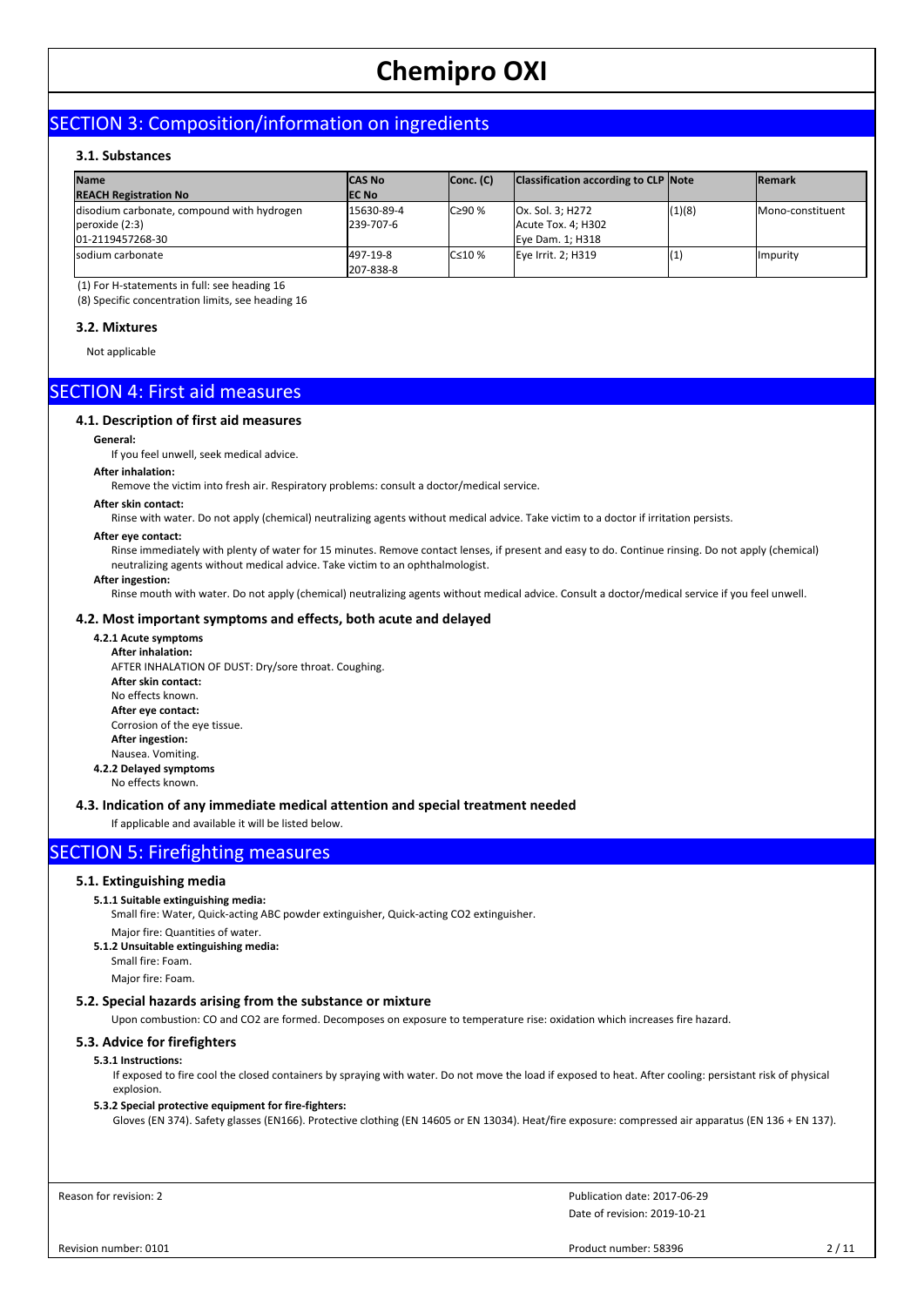## SECTION 3: Composition/information on ingredients

### 3.1. Substances

| Name<br>REACH Registration No | CAS No<br>EC No | Conc. (C) | Classification according to CLP | Note | Remark |
|---|---|---|---|---|---|
| disodium carbonate, compound with hydrogen peroxide (2:3)<br>01-2119457268-30 | 15630-89-4<br>239-707-6 | C≥90 % | Ox. Sol. 3; H272<br>Acute Tox. 4; H302<br>Eye Dam. 1; H318 | (1)(8) | Mono-constituent |
| sodium carbonate | 497-19-8<br>207-838-8 | C≤10 % | Eye Irrit. 2; H319 | (1) | Impurity |

(1) For H-statements in full: see heading 16

(8) Specific concentration limits, see heading 16

### 3.2. Mixtures

Not applicable

## SECTION 4: First aid measures

### 4.1. Description of first aid measures

**General:**

If you feel unwell, seek medical advice.

**After inhalation:**

Remove the victim into fresh air. Respiratory problems: consult a doctor/medical service.

**After skin contact:**

Rinse with water. Do not apply (chemical) neutralizing agents without medical advice. Take victim to a doctor if irritation persists.

**After eye contact:**

Rinse immediately with plenty of water for 15 minutes. Remove contact lenses, if present and easy to do. Continue rinsing. Do not apply (chemical) neutralizing agents without medical advice. Take victim to an ophthalmologist.

**After ingestion:**

Rinse mouth with water. Do not apply (chemical) neutralizing agents without medical advice. Consult a doctor/medical service if you feel unwell.

### 4.2. Most important symptoms and effects, both acute and delayed

**4.2.1 Acute symptoms**

**After inhalation:**

AFTER INHALATION OF DUST: Dry/sore throat. Coughing.

**After skin contact:**

No effects known.

**After eye contact:**

Corrosion of the eye tissue.

**After ingestion:**

Nausea. Vomiting.

**4.2.2 Delayed symptoms**

No effects known.

### 4.3. Indication of any immediate medical attention and special treatment needed

If applicable and available it will be listed below.

## SECTION 5: Firefighting measures

### 5.1. Extinguishing media

**5.1.1 Suitable extinguishing media:**

Small fire: Water, Quick-acting ABC powder extinguisher, Quick-acting CO2 extinguisher.

Major fire: Quantities of water.

**5.1.2 Unsuitable extinguishing media:**

Small fire: Foam.

Major fire: Foam.

### 5.2. Special hazards arising from the substance or mixture

Upon combustion: CO and CO2 are formed. Decomposes on exposure to temperature rise: oxidation which increases fire hazard.

### 5.3. Advice for firefighters

**5.3.1 Instructions:**

If exposed to fire cool the closed containers by spraying with water. Do not move the load if exposed to heat. After cooling: persistant risk of physical explosion.

**5.3.2 Special protective equipment for fire-fighters:**

Gloves (EN 374). Safety glasses (EN166). Protective clothing (EN 14605 or EN 13034). Heat/fire exposure: compressed air apparatus (EN 136 + EN 137).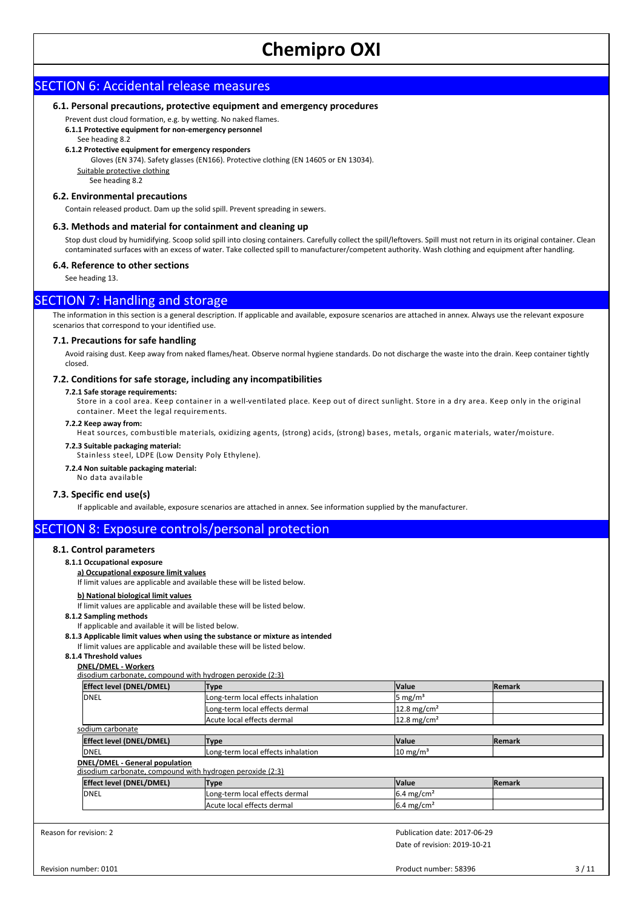## SECTION 6: Accidental release measures

### 6.1. Personal precautions, protective equipment and emergency procedures

Prevent dust cloud formation, e.g. by wetting. No naked flames.

**6.1.1 Protective equipment for non-emergency personnel**

See heading 8.2

**6.1.2 Protective equipment for emergency responders**

Gloves (EN 374). Safety glasses (EN166). Protective clothing (EN 14605 or EN 13034).

Suitable protective clothing

See heading 8.2

### 6.2. Environmental precautions

Contain released product. Dam up the solid spill. Prevent spreading in sewers.

### 6.3. Methods and material for containment and cleaning up

Stop dust cloud by humidifying. Scoop solid spill into closing containers. Carefully collect the spill/leftovers. Spill must not return in its original container. Clean contaminated surfaces with an excess of water. Take collected spill to manufacturer/competent authority. Wash clothing and equipment after handling.

### 6.4. Reference to other sections

See heading 13.

## SECTION 7: Handling and storage

The information in this section is a general description. If applicable and available, exposure scenarios are attached in annex. Always use the relevant exposure scenarios that correspond to your identified use.

### 7.1. Precautions for safe handling

Avoid raising dust. Keep away from naked flames/heat. Observe normal hygiene standards. Do not discharge the waste into the drain. Keep container tightly closed.

### 7.2. Conditions for safe storage, including any incompatibilities

**7.2.1 Safe storage requirements:**

Store in a cool area. Keep container in a well-ventilated place. Keep out of direct sunlight. Store in a dry area. Keep only in the original container. Meet the legal requirements.

**7.2.2 Keep away from:**

Heat sources, combustible materials, oxidizing agents, (strong) acids, (strong) bases, metals, organic materials, water/moisture.

**7.2.3 Suitable packaging material:**

Stainless steel, LDPE (Low Density Poly Ethylene).

**7.2.4 Non suitable packaging material:**

No data available

### 7.3. Specific end use(s)

If applicable and available, exposure scenarios are attached in annex. See information supplied by the manufacturer.

## SECTION 8: Exposure controls/personal protection

### 8.1. Control parameters

**8.1.1 Occupational exposure**

**a) Occupational exposure limit values**

If limit values are applicable and available these will be listed below.

**b) National biological limit values**

If limit values are applicable and available these will be listed below.

**8.1.2 Sampling methods**

If applicable and available it will be listed below.

**8.1.3 Applicable limit values when using the substance or mixture as intended**

If limit values are applicable and available these will be listed below.

**8.1.4 Threshold values**

**DNEL/DMEL - Workers**

disodium carbonate, compound with hydrogen peroxide (2:3)

| Effect level (DNEL/DMEL) | Type | Value | Remark |
|---|---|---|---|
| DNEL | Long-term local effects inhalation | 5 mg/m³ | |
| | Long-term local effects dermal | 12.8 mg/cm² | |
| | Acute local effects dermal | 12.8 mg/cm² | |

sodium carbonate

| Effect level (DNEL/DMEL) | Type | Value | Remark |
|---|---|---|---|
| DNEL | Long-term local effects inhalation | 10 mg/m³ | |

**DNEL/DMEL - General population**

disodium carbonate, compound with hydrogen peroxide (2:3)

| Effect level (DNEL/DMEL) | Type | Value | Remark |
|---|---|---|---|
| DNEL | Long-term local effects dermal | 6.4 mg/cm² | |
| | Acute local effects dermal | 6.4 mg/cm² | |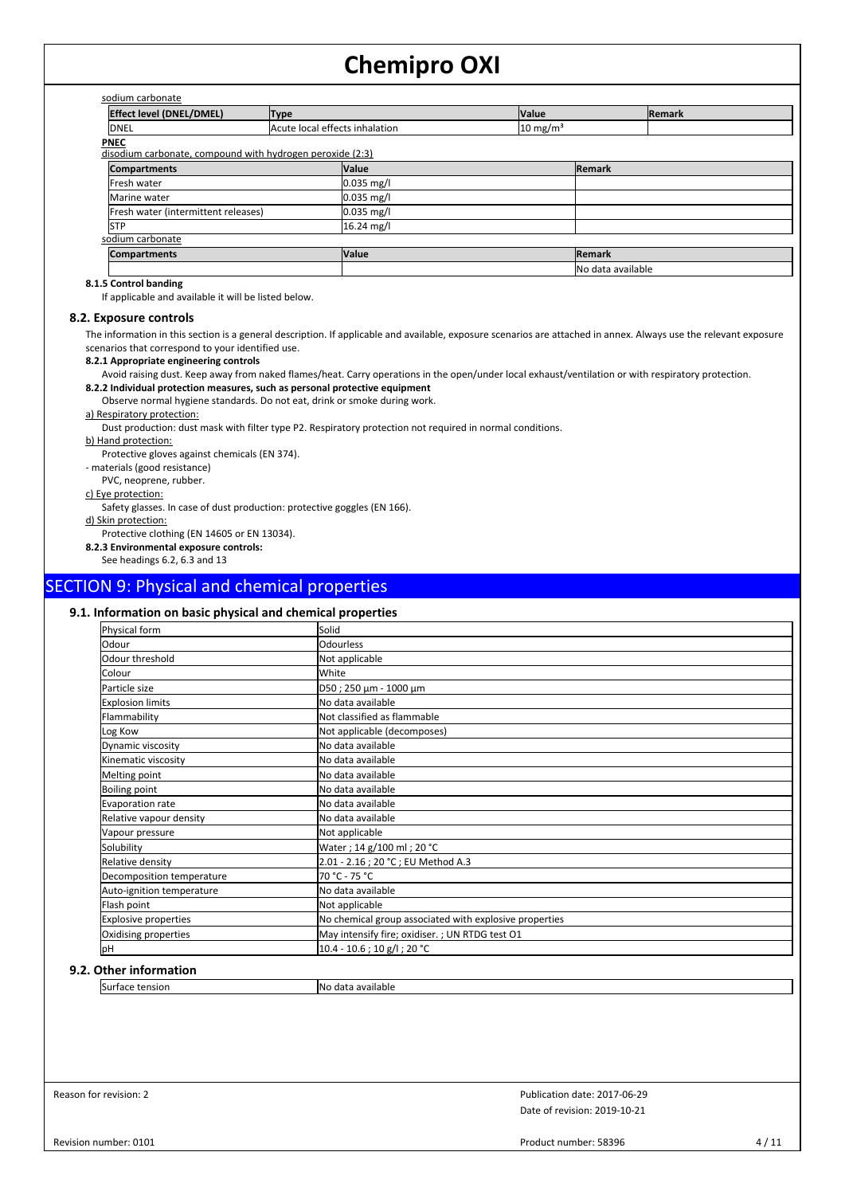sodium carbonate

| Effect level (DNEL/DMEL) | Type | Value | Remark |
| --- | --- | --- | --- |
| DNEL | Acute local effects inhalation | 10 mg/m³ | |

**PNEC**

disodium carbonate, compound with hydrogen peroxide (2:3)

| Compartments | Value | Remark |
| --- | --- | --- |
| Fresh water | 0.035 mg/l | |
| Marine water | 0.035 mg/l | |
| Fresh water (intermittent releases) | 0.035 mg/l | |
| STP | 16.24 mg/l | |

sodium carbonate

| Compartments | Value | Remark |
| --- | --- | --- |
| | | No data available |

**8.1.5 Control banding**

If applicable and available it will be listed below.

### 8.2. Exposure controls

The information in this section is a general description. If applicable and available, exposure scenarios are attached in annex. Always use the relevant exposure scenarios that correspond to your identified use.

**8.2.1 Appropriate engineering controls**

Avoid raising dust. Keep away from naked flames/heat. Carry operations in the open/under local exhaust/ventilation or with respiratory protection.

**8.2.2 Individual protection measures, such as personal protective equipment**

Observe normal hygiene standards. Do not eat, drink or smoke during work.

a) Respiratory protection:

Dust production: dust mask with filter type P2. Respiratory protection not required in normal conditions.

b) Hand protection:

Protective gloves against chemicals (EN 374).

- materials (good resistance)

PVC, neoprene, rubber.

c) Eye protection:

Safety glasses. In case of dust production: protective goggles (EN 166).

d) Skin protection:

Protective clothing (EN 14605 or EN 13034).

**8.2.3 Environmental exposure controls:**

See headings 6.2, 6.3 and 13

## SECTION 9: Physical and chemical properties

### 9.1. Information on basic physical and chemical properties

| Property | Value |
| --- | --- |
| Physical form | Solid |
| Odour | Odourless |
| Odour threshold | Not applicable |
| Colour | White |
| Particle size | D50 ; 250 µm - 1000 µm |
| Explosion limits | No data available |
| Flammability | Not classified as flammable |
| Log Kow | Not applicable (decomposes) |
| Dynamic viscosity | No data available |
| Kinematic viscosity | No data available |
| Melting point | No data available |
| Boiling point | No data available |
| Evaporation rate | No data available |
| Relative vapour density | No data available |
| Vapour pressure | Not applicable |
| Solubility | Water ; 14 g/100 ml ; 20 °C |
| Relative density | 2.01 - 2.16 ; 20 °C ; EU Method A.3 |
| Decomposition temperature | 70 °C - 75 °C |
| Auto-ignition temperature | No data available |
| Flash point | Not applicable |
| Explosive properties | No chemical group associated with explosive properties |
| Oxidising properties | May intensify fire; oxidiser. ; UN RTDG test O1 |
| pH | 10.4 - 10.6 ; 10 g/l ; 20 °C |

### 9.2. Other information

| Property | Value |
| --- | --- |
| Surface tension | No data available |

Reason for revision: 2

Publication date: 2017-06-29

Date of revision: 2019-10-21

Revision number: 0101

Product number: 58396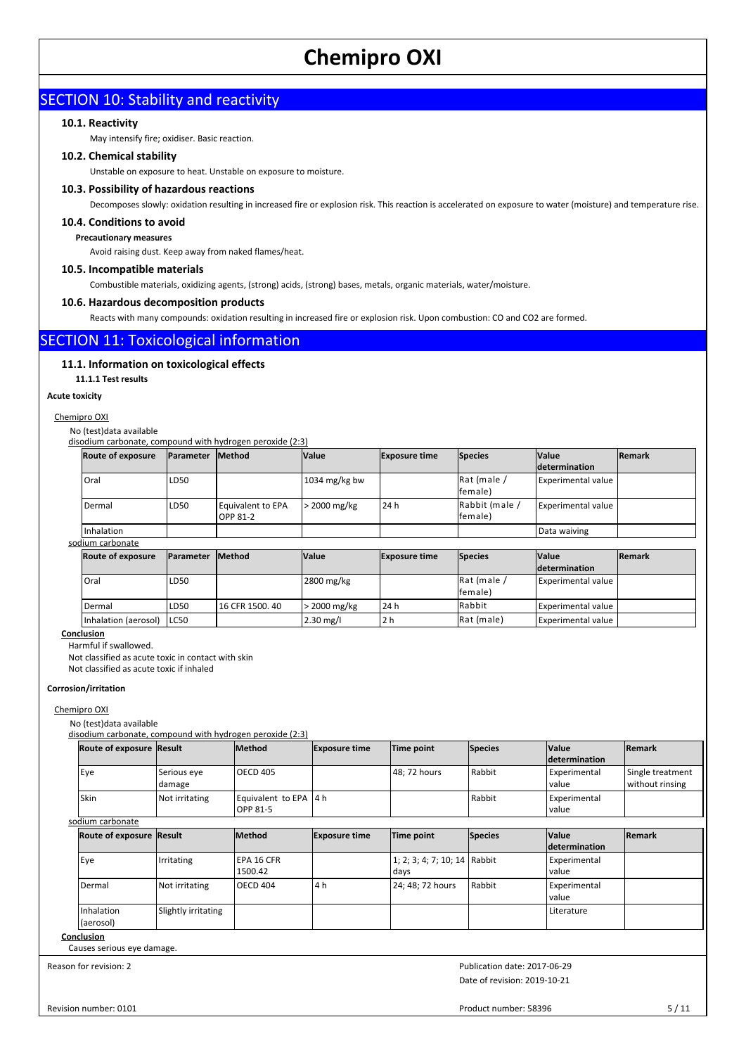# Chemipro OXI

## SECTION 10: Stability and reactivity

### 10.1. Reactivity

May intensify fire; oxidiser. Basic reaction.

### 10.2. Chemical stability

Unstable on exposure to heat. Unstable on exposure to moisture.

### 10.3. Possibility of hazardous reactions

Decomposes slowly: oxidation resulting in increased fire or explosion risk. This reaction is accelerated on exposure to water (moisture) and temperature rise.

### 10.4. Conditions to avoid

**Precautionary measures**

Avoid raising dust. Keep away from naked flames/heat.

### 10.5. Incompatible materials

Combustible materials, oxidizing agents, (strong) acids, (strong) bases, metals, organic materials, water/moisture.

### 10.6. Hazardous decomposition products

Reacts with many compounds: oxidation resulting in increased fire or explosion risk. Upon combustion: CO and CO2 are formed.

## SECTION 11: Toxicological information

### 11.1. Information on toxicological effects

**11.1.1 Test results**

**Acute toxicity**

Chemipro OXI

No (test)data available

disodium carbonate, compound with hydrogen peroxide (2:3)

| Route of exposure | Parameter | Method | Value | Exposure time | Species | Value determination | Remark |
|---|---|---|---|---|---|---|---|
| Oral | LD50 | | 1034 mg/kg bw | | Rat (male / female) | Experimental value | |
| Dermal | LD50 | Equivalent to EPA OPP 81-2 | > 2000 mg/kg | 24 h | Rabbit (male / female) | Experimental value | |
| Inhalation | | | | | | Data waiving | |

sodium carbonate

| Route of exposure | Parameter | Method | Value | Exposure time | Species | Value determination | Remark |
|---|---|---|---|---|---|---|---|
| Oral | LD50 | | 2800 mg/kg | | Rat (male / female) | Experimental value | |
| Dermal | LD50 | 16 CFR 1500. 40 | > 2000 mg/kg | 24 h | Rabbit | Experimental value | |
| Inhalation (aerosol) | LC50 | | 2.30 mg/l | 2 h | Rat (male) | Experimental value | |

**Conclusion**

Harmful if swallowed.
Not classified as acute toxic in contact with skin
Not classified as acute toxic if inhaled

**Corrosion/irritation**

Chemipro OXI

No (test)data available

disodium carbonate, compound with hydrogen peroxide (2:3)

| Route of exposure | Result | Method | Exposure time | Time point | Species | Value determination | Remark |
|---|---|---|---|---|---|---|---|
| Eye | Serious eye damage | OECD 405 | | 48; 72 hours | Rabbit | Experimental value | Single treatment without rinsing |
| Skin | Not irritating | Equivalent to EPA OPP 81-5 | 4 h | | Rabbit | Experimental value | |

sodium carbonate

| Route of exposure | Result | Method | Exposure time | Time point | Species | Value determination | Remark |
|---|---|---|---|---|---|---|---|
| Eye | Irritating | EPA 16 CFR 1500.42 | | 1; 2; 3; 4; 7; 10; 14 days | Rabbit | Experimental value | |
| Dermal | Not irritating | OECD 404 | 4 h | 24; 48; 72 hours | Rabbit | Experimental value | |
| Inhalation (aerosol) | Slightly irritating | | | | | Literature | |

**Conclusion**

Causes serious eye damage.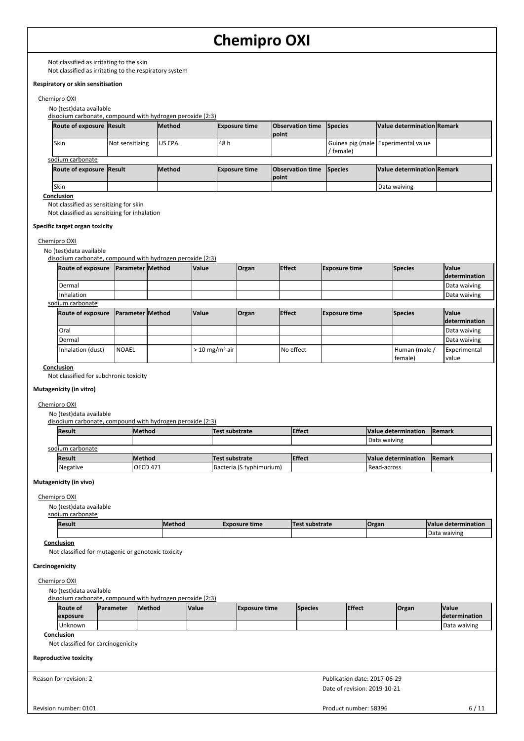Not classified as irritating to the skin
Not classified as irritating to the respiratory system

**Respiratory or skin sensitisation**

Chemipro OXI

No (test)data available

disodium carbonate, compound with hydrogen peroxide (2:3)

| Route of exposure | Result | Method | Exposure time | Observation time point | Species | Value determination | Remark |
|---|---|---|---|---|---|---|---|
| Skin | Not sensitizing | US EPA | 48 h | | Guinea pig (male / female) | Experimental value | |

sodium carbonate

| Route of exposure | Result | Method | Exposure time | Observation time point | Species | Value determination | Remark |
|---|---|---|---|---|---|---|---|
| Skin | | | | | | Data waiving | |

**Conclusion**

Not classified as sensitizing for skin
Not classified as sensitizing for inhalation

**Specific target organ toxicity**

Chemipro OXI

No (test)data available

disodium carbonate, compound with hydrogen peroxide (2:3)

| Route of exposure | Parameter | Method | Value | Organ | Effect | Exposure time | Species | Value determination |
|---|---|---|---|---|---|---|---|---|
| Dermal | | | | | | | | Data waiving |
| Inhalation | | | | | | | | Data waiving |

sodium carbonate

| Route of exposure | Parameter | Method | Value | Organ | Effect | Exposure time | Species | Value determination |
|---|---|---|---|---|---|---|---|---|
| Oral | | | | | | | | Data waiving |
| Dermal | | | | | | | | Data waiving |
| Inhalation (dust) | NOAEL | | > 10 mg/m³ air | | No effect | | Human (male / female) | Experimental value |

**Conclusion**

Not classified for subchronic toxicity

**Mutagenicity (in vitro)**

Chemipro OXI

No (test)data available

disodium carbonate, compound with hydrogen peroxide (2:3)

| Result | Method | Test substrate | Effect | Value determination | Remark |
|---|---|---|---|---|---|
| | | | | Data waiving | |

sodium carbonate

| Result | Method | Test substrate | Effect | Value determination | Remark |
|---|---|---|---|---|---|
| Negative | OECD 471 | Bacteria (S.typhimurium) | | Read-across | |

**Mutagenicity (in vivo)**

Chemipro OXI

No (test)data available

sodium carbonate

| Result | Method | Exposure time | Test substrate | Organ | Value determination |
|---|---|---|---|---|---|
| | | | | | Data waiving |

**Conclusion**

Not classified for mutagenic or genotoxic toxicity

**Carcinogenicity**

Chemipro OXI

No (test)data available

disodium carbonate, compound with hydrogen peroxide (2:3)

| Route of exposure | Parameter | Method | Value | Exposure time | Species | Effect | Organ | Value determination |
|---|---|---|---|---|---|---|---|---|
| Unknown | | | | | | | | Data waiving |

**Conclusion**

Not classified for carcinogenicity

**Reproductive toxicity**

Reason for revision: 2

Publication date: 2017-06-29

Date of revision: 2019-10-21

Revision number: 0101

Product number: 58396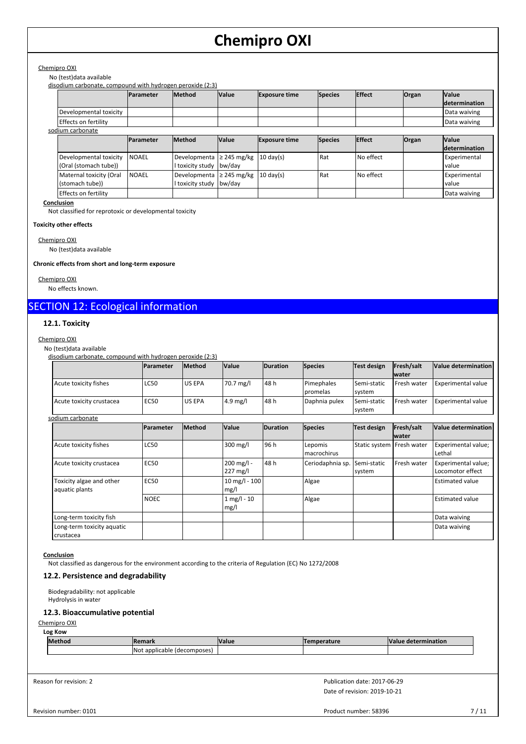Chemipro OXI

No (test)data available

disodium carbonate, compound with hydrogen peroxide (2:3)

| | Parameter | Method | Value | Exposure time | Species | Effect | Organ | Value determination |
|---|---|---|---|---|---|---|---|---|
| Developmental toxicity | | | | | | | | Data waiving |
| Effects on fertility | | | | | | | | Data waiving |

sodium carbonate

| | Parameter | Method | Value | Exposure time | Species | Effect | Organ | Value determination |
|---|---|---|---|---|---|---|---|---|
| Developmental toxicity (Oral (stomach tube)) | NOAEL | Developmental toxicity study | ≥ 245 mg/kg bw/day | 10 day(s) | Rat | No effect | | Experimental value |
| Maternal toxicity (Oral (stomach tube)) | NOAEL | Developmental toxicity study | ≥ 245 mg/kg bw/day | 10 day(s) | Rat | No effect | | Experimental value |
| Effects on fertility | | | | | | | | Data waiving |

**Conclusion**

Not classified for reprotoxic or developmental toxicity

**Toxicity other effects**

Chemipro OXI

No (test)data available

**Chronic effects from short and long-term exposure**

Chemipro OXI

No effects known.

# SECTION 12: Ecological information

## 12.1. Toxicity

Chemipro OXI

No (test)data available

disodium carbonate, compound with hydrogen peroxide (2:3)

| | Parameter | Method | Value | Duration | Species | Test design | Fresh/salt water | Value determination |
|---|---|---|---|---|---|---|---|---|
| Acute toxicity fishes | LC50 | US EPA | 70.7 mg/l | 48 h | Pimephales promelas | Semi-static system | Fresh water | Experimental value |
| Acute toxicity crustacea | EC50 | US EPA | 4.9 mg/l | 48 h | Daphnia pulex | Semi-static system | Fresh water | Experimental value |

sodium carbonate

| | Parameter | Method | Value | Duration | Species | Test design | Fresh/salt water | Value determination |
|---|---|---|---|---|---|---|---|---|
| Acute toxicity fishes | LC50 | | 300 mg/l | 96 h | Lepomis macrochirus | Static system | Fresh water | Experimental value; Lethal |
| Acute toxicity crustacea | EC50 | | 200 mg/l - 227 mg/l | 48 h | Ceriodaphnia sp. | Semi-static system | Fresh water | Experimental value; Locomotor effect |
| Toxicity algae and other aquatic plants | EC50 | | 10 mg/l - 100 mg/l | | Algae | | | Estimated value |
| | NOEC | | 1 mg/l - 10 mg/l | | Algae | | | Estimated value |
| Long-term toxicity fish | | | | | | | | Data waiving |
| Long-term toxicity aquatic crustacea | | | | | | | | Data waiving |

**Conclusion**

Not classified as dangerous for the environment according to the criteria of Regulation (EC) No 1272/2008

## 12.2. Persistence and degradability

Biodegradability: not applicable

Hydrolysis in water

## 12.3. Bioaccumulative potential

Chemipro OXI

**Log Kow**

| Method | Remark | Value | Temperature | Value determination |
|---|---|---|---|---|
| | Not applicable (decomposes) | | | |

Reason for revision: 2

Publication date: 2017-06-29

Date of revision: 2019-10-21

Revision number: 0101

Product number: 58396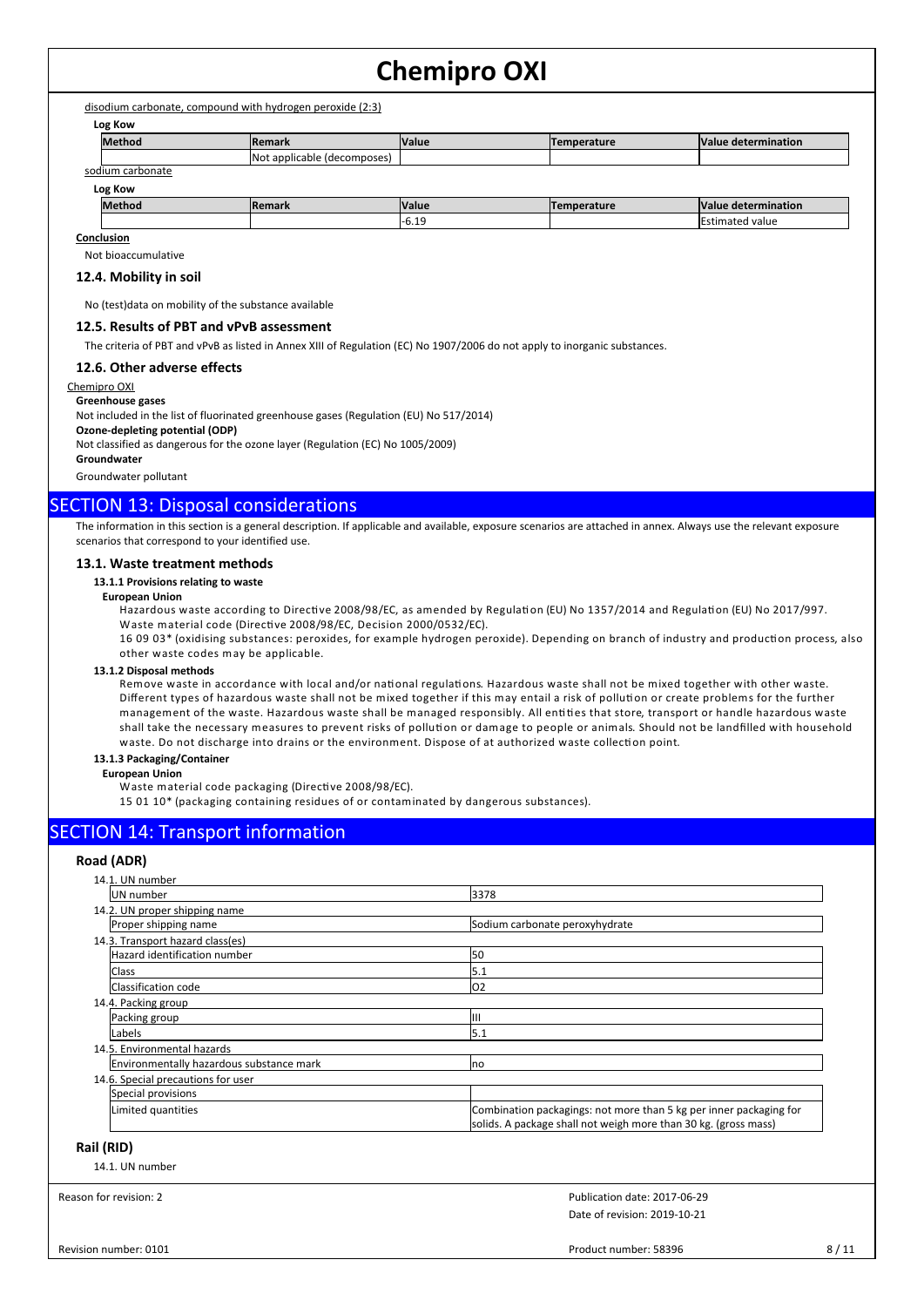disodium carbonate, compound with hydrogen peroxide (2:3)

**Log Kow**

| Method | Remark | Value | Temperature | Value determination |
|---|---|---|---|---|
| | Not applicable (decomposes) | | | |

sodium carbonate

**Log Kow**

| Method | Remark | Value | Temperature | Value determination |
|---|---|---|---|---|
| | | -6.19 | | Estimated value |

**Conclusion**

Not bioaccumulative

### 12.4. Mobility in soil

No (test)data on mobility of the substance available

### 12.5. Results of PBT and vPvB assessment

The criteria of PBT and vPvB as listed in Annex XIII of Regulation (EC) No 1907/2006 do not apply to inorganic substances.

### 12.6. Other adverse effects

Chemipro OXI

**Greenhouse gases**

Not included in the list of fluorinated greenhouse gases (Regulation (EU) No 517/2014)

**Ozone-depleting potential (ODP)**

Not classified as dangerous for the ozone layer (Regulation (EC) No 1005/2009)

**Groundwater**

Groundwater pollutant

## SECTION 13: Disposal considerations

The information in this section is a general description. If applicable and available, exposure scenarios are attached in annex. Always use the relevant exposure scenarios that correspond to your identified use.

### 13.1. Waste treatment methods

#### 13.1.1 Provisions relating to waste

**European Union**

Hazardous waste according to Directive 2008/98/EC, as amended by Regulation (EU) No 1357/2014 and Regulation (EU) No 2017/997.
Waste material code (Directive 2008/98/EC, Decision 2000/0532/EC).
16 09 03* (oxidising substances: peroxides, for example hydrogen peroxide). Depending on branch of industry and production process, also other waste codes may be applicable.

#### 13.1.2 Disposal methods

Remove waste in accordance with local and/or national regulations. Hazardous waste shall not be mixed together with other waste. Different types of hazardous waste shall not be mixed together if this may entail a risk of pollution or create problems for the further management of the waste. Hazardous waste shall be managed responsibly. All entities that store, transport or handle hazardous waste shall take the necessary measures to prevent risks of pollution or damage to people or animals. Should not be landfilled with household waste. Do not discharge into drains or the environment. Dispose of at authorized waste collection point.

#### 13.1.3 Packaging/Container

**European Union**

Waste material code packaging (Directive 2008/98/EC).
15 01 10* (packaging containing residues of or contaminated by dangerous substances).

## SECTION 14: Transport information

### Road (ADR)

| 14.1. UN number | |
|---|---|
| UN number | 3378 |
| **14.2. UN proper shipping name** | |
| Proper shipping name | Sodium carbonate peroxyhydrate |
| **14.3. Transport hazard class(es)** | |
| Hazard identification number | 50 |
| Class | 5.1 |
| Classification code | O2 |
| **14.4. Packing group** | |
| Packing group | III |
| Labels | 5.1 |
| **14.5. Environmental hazards** | |
| Environmentally hazardous substance mark | no |
| **14.6. Special precautions for user** | |
| Special provisions | |
| Limited quantities | Combination packagings: not more than 5 kg per inner packaging for solids. A package shall not weigh more than 30 kg. (gross mass) |

### Rail (RID)

14.1. UN number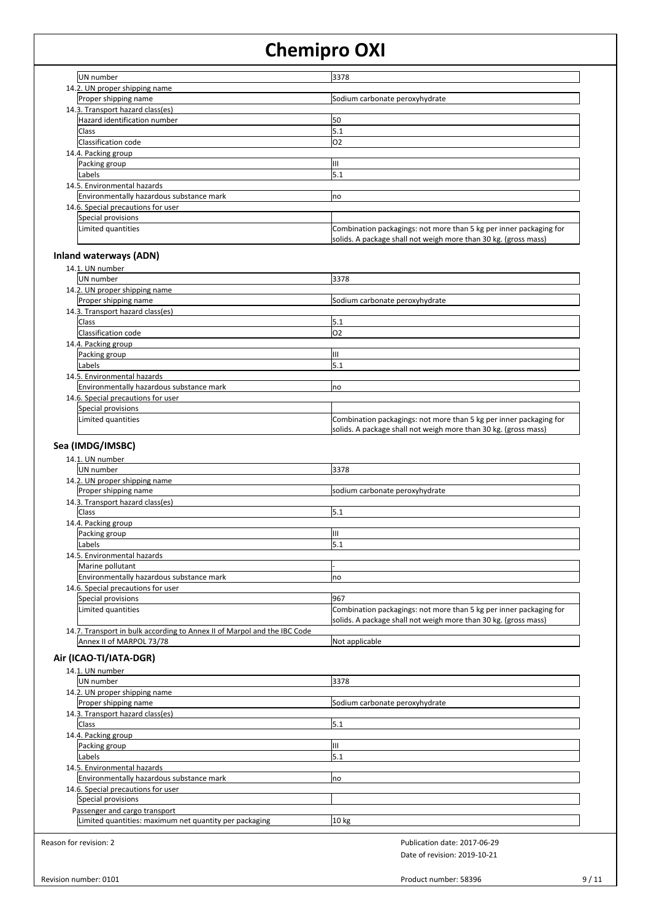| | |
|---|---|
| UN number | 3378 |

14.2. UN proper shipping name

| | |
|---|---|
| Proper shipping name | Sodium carbonate peroxyhydrate |

14.3. Transport hazard class(es)

| | |
|---|---|
| Hazard identification number | 50 |
| Class | 5.1 |
| Classification code | O2 |

14.4. Packing group

| | |
|---|---|
| Packing group | III |
| Labels | 5.1 |

14.5. Environmental hazards

| | |
|---|---|
| Environmentally hazardous substance mark | no |

14.6. Special precautions for user

| | |
|---|---|
| Special provisions | |
| Limited quantities | Combination packagings: not more than 5 kg per inner packaging for solids. A package shall not weigh more than 30 kg. (gross mass) |

### Inland waterways (ADN)

14.1. UN number

| | |
|---|---|
| UN number | 3378 |

14.2. UN proper shipping name

| | |
|---|---|
| Proper shipping name | Sodium carbonate peroxyhydrate |

14.3. Transport hazard class(es)

| | |
|---|---|
| Class | 5.1 |
| Classification code | O2 |

14.4. Packing group

| | |
|---|---|
| Packing group | III |
| Labels | 5.1 |

14.5. Environmental hazards

| | |
|---|---|
| Environmentally hazardous substance mark | no |

14.6. Special precautions for user

| | |
|---|---|
| Special provisions | |
| Limited quantities | Combination packagings: not more than 5 kg per inner packaging for solids. A package shall not weigh more than 30 kg. (gross mass) |

### Sea (IMDG/IMSBC)

14.1. UN number

| | |
|---|---|
| UN number | 3378 |

14.2. UN proper shipping name

| | |
|---|---|
| Proper shipping name | sodium carbonate peroxyhydrate |

14.3. Transport hazard class(es)

| | |
|---|---|
| Class | 5.1 |

14.4. Packing group

| | |
|---|---|
| Packing group | III |
| Labels | 5.1 |

14.5. Environmental hazards

| | |
|---|---|
| Marine pollutant | - |
| Environmentally hazardous substance mark | no |

14.6. Special precautions for user

| | |
|---|---|
| Special provisions | 967 |
| Limited quantities | Combination packagings: not more than 5 kg per inner packaging for solids. A package shall not weigh more than 30 kg. (gross mass) |

14.7. Transport in bulk according to Annex II of Marpol and the IBC Code

| | |
|---|---|
| Annex II of MARPOL 73/78 | Not applicable |

### Air (ICAO-TI/IATA-DGR)

14.1. UN number

| | |
|---|---|
| UN number | 3378 |

14.2. UN proper shipping name

| | |
|---|---|
| Proper shipping name | Sodium carbonate peroxyhydrate |

14.3. Transport hazard class(es)

| | |
|---|---|
| Class | 5.1 |

14.4. Packing group

| | |
|---|---|
| Packing group | III |
| Labels | 5.1 |

14.5. Environmental hazards

| | |
|---|---|
| Environmentally hazardous substance mark | no |

14.6. Special precautions for user

| | |
|---|---|
| Special provisions | |

Passenger and cargo transport

| | |
|---|---|
| Limited quantities: maximum net quantity per packaging | 10 kg |

Reason for revision: 2

Publication date: 2017-06-29
Date of revision: 2019-10-21

Revision number: 0101

Product number: 58396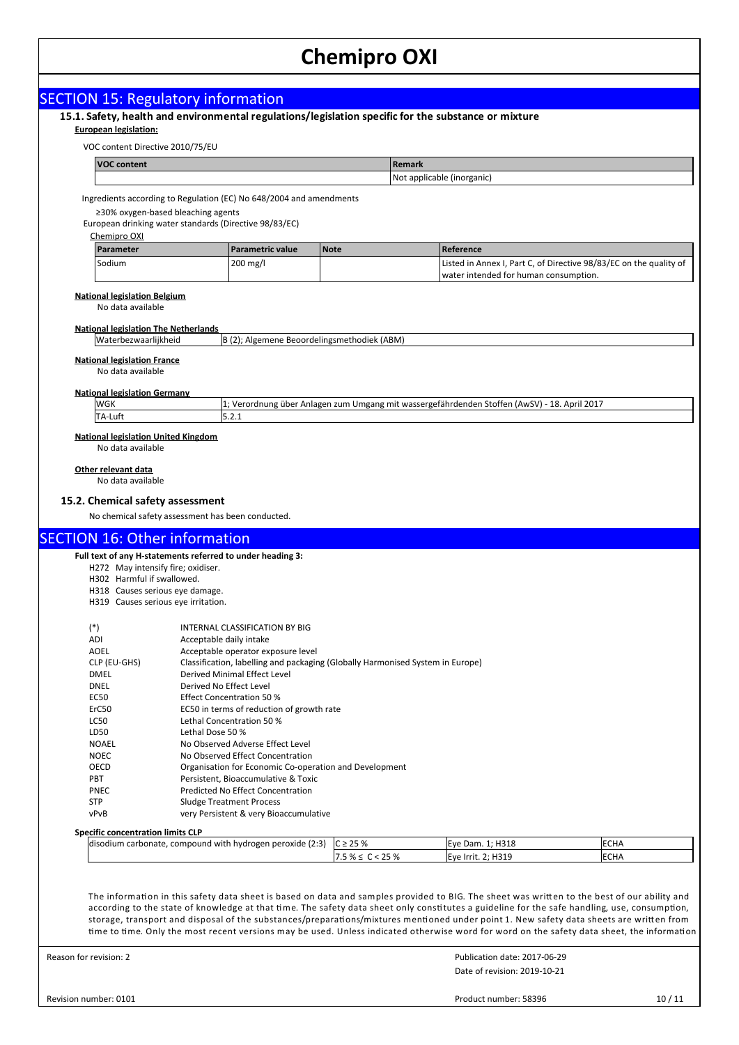# Chemipro OXI

## SECTION 15: Regulatory information

### 15.1. Safety, health and environmental regulations/legislation specific for the substance or mixture

**European legislation:**

VOC content Directive 2010/75/EU

| VOC content | Remark |
|---|---|
| | Not applicable (inorganic) |

Ingredients according to Regulation (EC) No 648/2004 and amendments

≥30% oxygen-based bleaching agents

European drinking water standards (Directive 98/83/EC)

Chemipro OXI

| Parameter | Parametric value | Note | Reference |
|---|---|---|---|
| Sodium | 200 mg/l | | Listed in Annex I, Part C, of Directive 98/83/EC on the quality of water intended for human consumption. |

**National legislation Belgium**

No data available

**National legislation The Netherlands**

| Waterbezwaarlijkheid | B (2); Algemene Beoordelingsmethodiek (ABM) |
|---|---|

**National legislation France**

No data available

**National legislation Germany**

| WGK | 1; Verordnung über Anlagen zum Umgang mit wassergefährdenden Stoffen (AwSV) - 18. April 2017 |
|---|---|
| TA-Luft | 5.2.1 |

**National legislation United Kingdom**

No data available

**Other relevant data**

No data available

### 15.2. Chemical safety assessment

No chemical safety assessment has been conducted.

## SECTION 16: Other information

**Full text of any H-statements referred to under heading 3:**

- H272 May intensify fire; oxidiser.
- H302 Harmful if swallowed.
- H318 Causes serious eye damage.
- H319 Causes serious eye irritation.

| | |
|---|---|
| (*) | INTERNAL CLASSIFICATION BY BIG |
| ADI | Acceptable daily intake |
| AOEL | Acceptable operator exposure level |
| CLP (EU-GHS) | Classification, labelling and packaging (Globally Harmonised System in Europe) |
| DMEL | Derived Minimal Effect Level |
| DNEL | Derived No Effect Level |
| EC50 | Effect Concentration 50 % |
| ErC50 | EC50 in terms of reduction of growth rate |
| LC50 | Lethal Concentration 50 % |
| LD50 | Lethal Dose 50 % |
| NOAEL | No Observed Adverse Effect Level |
| NOEC | No Observed Effect Concentration |
| OECD | Organisation for Economic Co-operation and Development |
| PBT | Persistent, Bioaccumulative & Toxic |
| PNEC | Predicted No Effect Concentration |
| STP | Sludge Treatment Process |
| vPvB | very Persistent & very Bioaccumulative |

**Specific concentration limits CLP**

| | | | |
|---|---|---|---|
| disodium carbonate, compound with hydrogen peroxide (2:3) | C ≥ 25 % | Eye Dam. 1; H318 | ECHA |
| | 7.5 % ≤ C < 25 % | Eye Irrit. 2; H319 | ECHA |

The information in this safety data sheet is based on data and samples provided to BIG. The sheet was written to the best of our ability and according to the state of knowledge at that time. The safety data sheet only constitutes a guideline for the safe handling, use, consumption, storage, transport and disposal of the substances/preparations/mixtures mentioned under point 1. New safety data sheets are written from time to time. Only the most recent versions may be used. Unless indicated otherwise word for word on the safety data sheet, the information

Reason for revision: 2

Publication date: 2017-06-29

Date of revision: 2019-10-21

Revision number: 0101

Product number: 58396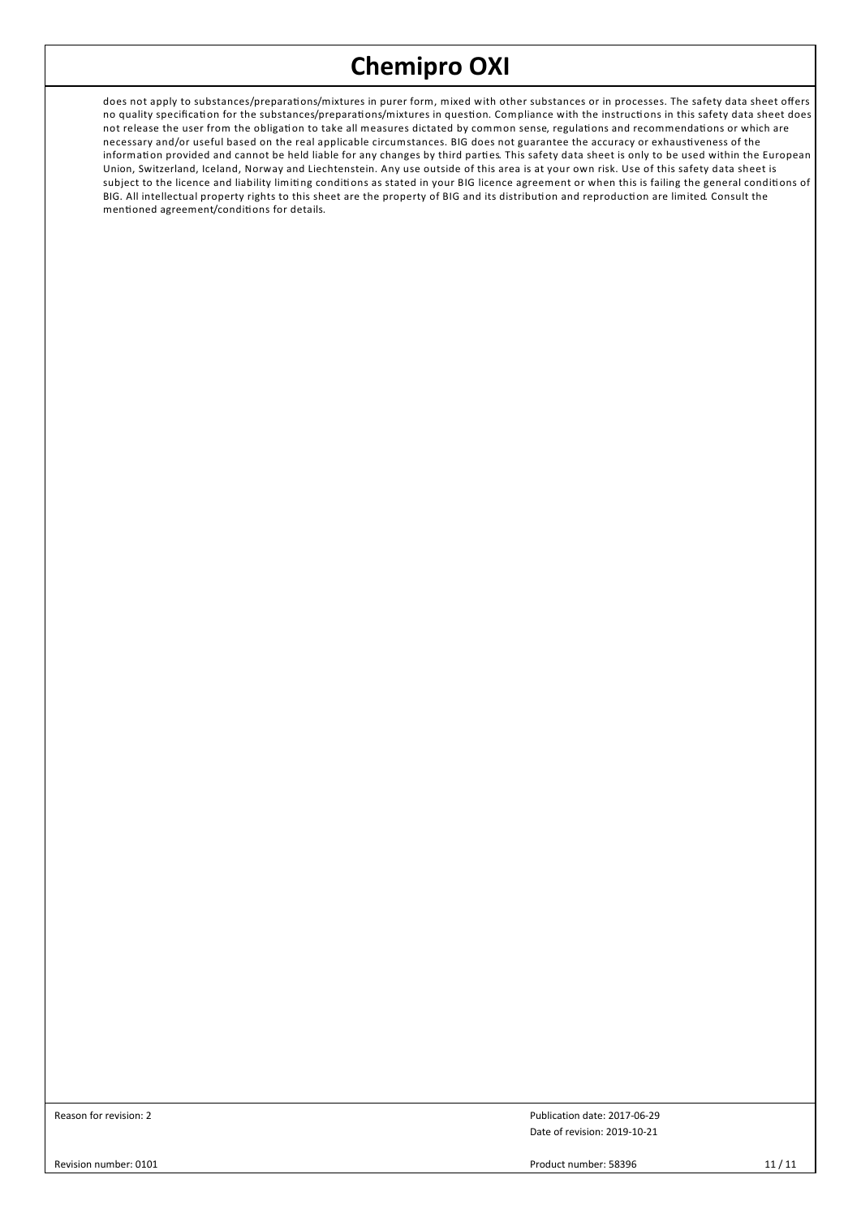does not apply to substances/preparations/mixtures in purer form, mixed with other substances or in processes. The safety data sheet offers no quality specification for the substances/preparations/mixtures in question. Compliance with the instructions in this safety data sheet does not release the user from the obligation to take all measures dictated by common sense, regulations and recommendations or which are necessary and/or useful based on the real applicable circumstances. BIG does not guarantee the accuracy or exhaustiveness of the information provided and cannot be held liable for any changes by third parties. This safety data sheet is only to be used within the European Union, Switzerland, Iceland, Norway and Liechtenstein. Any use outside of this area is at your own risk. Use of this safety data sheet is subject to the licence and liability limiting conditions as stated in your BIG licence agreement or when this is failing the general conditions of BIG. All intellectual property rights to this sheet are the property of BIG and its distribution and reproduction are limited. Consult the mentioned agreement/conditions for details.